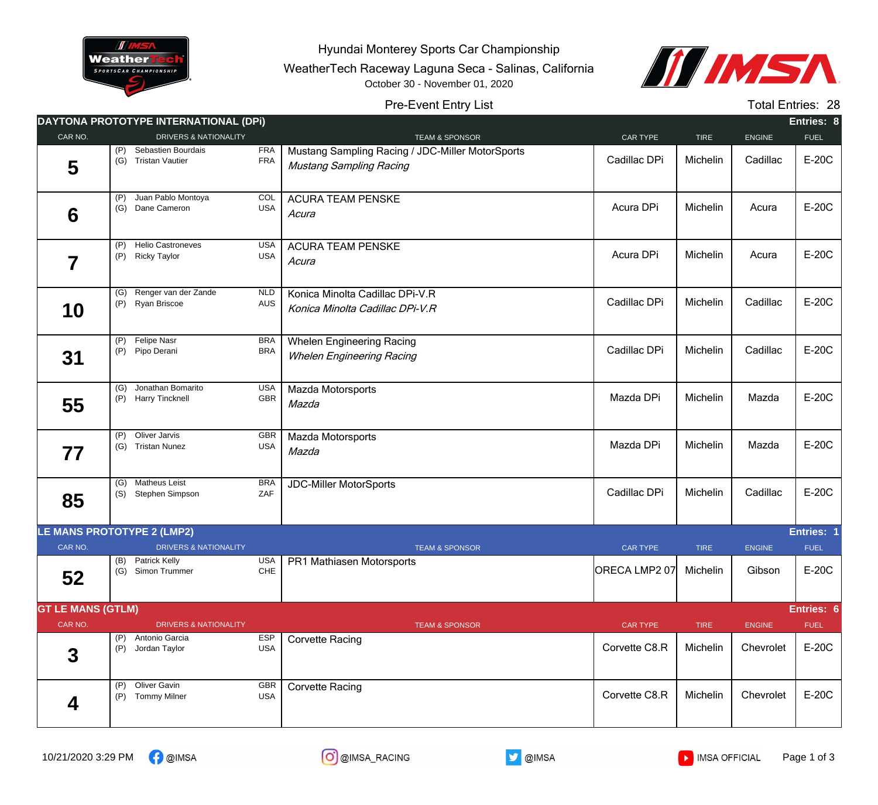Hyundai Monterey Sports Car Championship

WeatherTech Raceway Laguna Seca - Salinas, California

October 30 - November 01, 2020

Pre-Event Entry List

Total Entries: 28

## DAYTONA PROTOTYPE INTERNATIONAL (DPi)

Entries: 8

| CAR NO. | DRIVERS & NATIONALITY | TEAM & SPONSOR | CAR TYPE | TIRE | ENGINE | FUEL |
|---|---|---|---|---|---|---|
| 5 | (P) Sebastien Bourdais FRA<br>(G) Tristan Vautier FRA | Mustang Sampling Racing / JDC-Miller MotorSports<br>*Mustang Sampling Racing* | Cadillac DPi | Michelin | Cadillac | E-20C |
| 6 | (P) Juan Pablo Montoya COL<br>(G) Dane Cameron USA | ACURA TEAM PENSKE<br>*Acura* | Acura DPi | Michelin | Acura | E-20C |
| 7 | (P) Helio Castroneves USA<br>(P) Ricky Taylor USA | ACURA TEAM PENSKE<br>*Acura* | Acura DPi | Michelin | Acura | E-20C |
| 10 | (G) Renger van der Zande NLD<br>(P) Ryan Briscoe AUS | Konica Minolta Cadillac DPi-V.R<br>*Konica Minolta Cadillac DPi-V.R* | Cadillac DPi | Michelin | Cadillac | E-20C |
| 31 | (P) Felipe Nasr BRA<br>(P) Pipo Derani BRA | Whelen Engineering Racing<br>*Whelen Engineering Racing* | Cadillac DPi | Michelin | Cadillac | E-20C |
| 55 | (G) Jonathan Bomarito USA<br>(P) Harry Tincknell GBR | Mazda Motorsports<br>*Mazda* | Mazda DPi | Michelin | Mazda | E-20C |
| 77 | (P) Oliver Jarvis GBR<br>(G) Tristan Nunez USA | Mazda Motorsports<br>*Mazda* | Mazda DPi | Michelin | Mazda | E-20C |
| 85 | (G) Matheus Leist BRA<br>(S) Stephen Simpson ZAF | JDC-Miller MotorSports | Cadillac DPi | Michelin | Cadillac | E-20C |

## LE MANS PROTOTYPE 2 (LMP2)

Entries: 1

| CAR NO. | DRIVERS & NATIONALITY | TEAM & SPONSOR | CAR TYPE | TIRE | ENGINE | FUEL |
|---|---|---|---|---|---|---|
| 52 | (B) Patrick Kelly USA<br>(G) Simon Trummer CHE | PR1 Mathiasen Motorsports | ORECA LMP2 07 | Michelin | Gibson | E-20C |

## GT LE MANS (GTLM)

Entries: 6

| CAR NO. | DRIVERS & NATIONALITY | TEAM & SPONSOR | CAR TYPE | TIRE | ENGINE | FUEL |
|---|---|---|---|---|---|---|
| 3 | (P) Antonio Garcia ESP<br>(P) Jordan Taylor USA | Corvette Racing | Corvette C8.R | Michelin | Chevrolet | E-20C |
| 4 | (P) Oliver Gavin GBR<br>(P) Tommy Milner USA | Corvette Racing | Corvette C8.R | Michelin | Chevrolet | E-20C |

10/21/2020 3:29 PM @IMSA @IMSA_RACING @IMSA IMSA OFFICIAL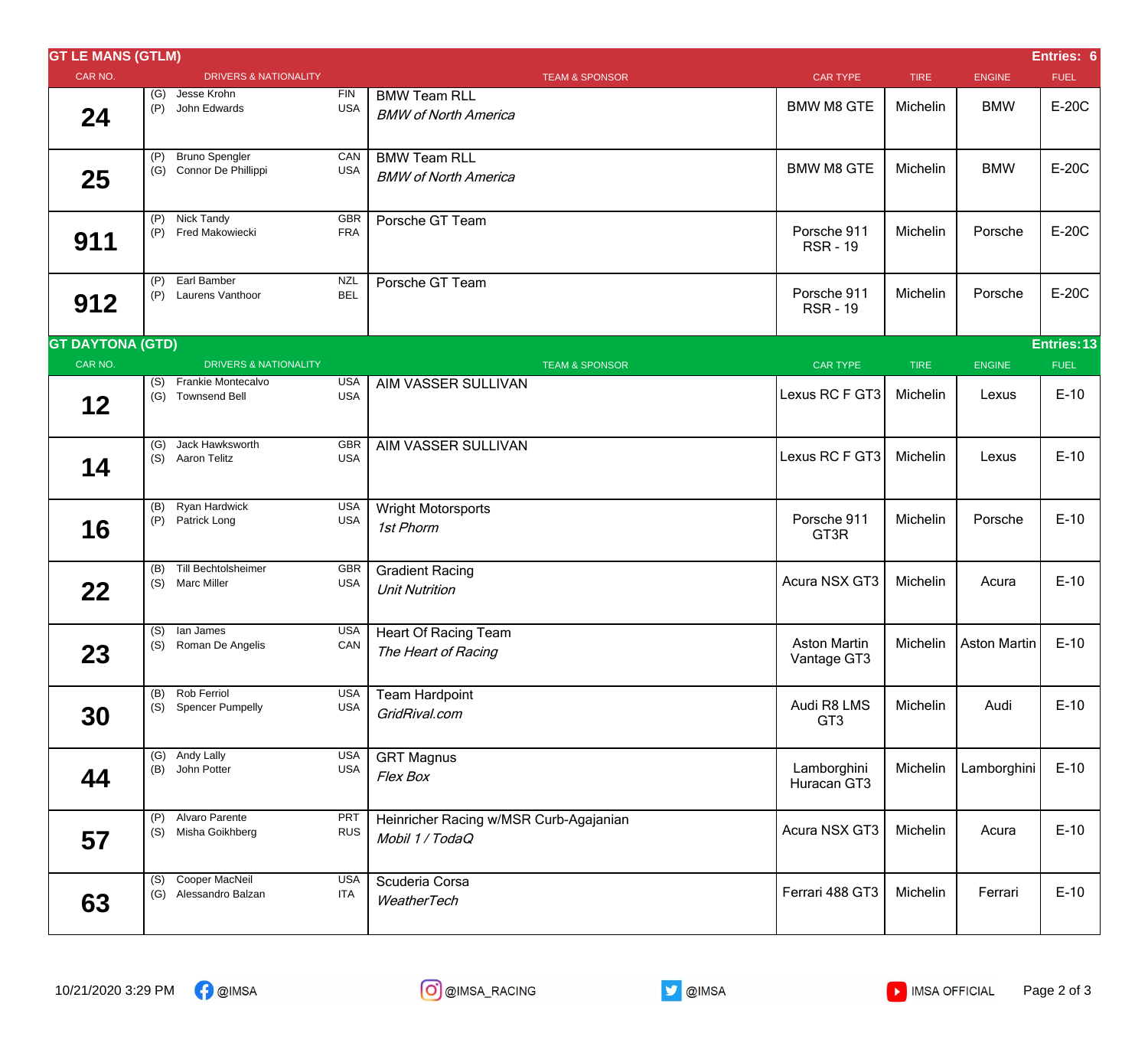## GT LE MANS (GTLM)

Entries: 6

| CAR NO. | DRIVERS & NATIONALITY | | TEAM & SPONSOR | CAR TYPE | TIRE | ENGINE | FUEL |
|---|---|---|---|---|---|---|---|
| 24 | (G) Jesse Krohn<br>(P) John Edwards | FIN<br>USA | BMW Team RLL<br>*BMW of North America* | BMW M8 GTE | Michelin | BMW | E-20C |
| 25 | (P) Bruno Spengler<br>(G) Connor De Phillippi | CAN<br>USA | BMW Team RLL<br>*BMW of North America* | BMW M8 GTE | Michelin | BMW | E-20C |
| 911 | (P) Nick Tandy<br>(P) Fred Makowiecki | GBR<br>FRA | Porsche GT Team | Porsche 911 RSR - 19 | Michelin | Porsche | E-20C |
| 912 | (P) Earl Bamber<br>(P) Laurens Vanthoor | NZL<br>BEL | Porsche GT Team | Porsche 911 RSR - 19 | Michelin | Porsche | E-20C |

## GT DAYTONA (GTD)

Entries: 13

| CAR NO. | DRIVERS & NATIONALITY | | TEAM & SPONSOR | CAR TYPE | TIRE | ENGINE | FUEL |
|---|---|---|---|---|---|---|---|
| 12 | (S) Frankie Montecalvo<br>(G) Townsend Bell | USA<br>USA | AIM VASSER SULLIVAN | Lexus RC F GT3 | Michelin | Lexus | E-10 |
| 14 | (G) Jack Hawksworth<br>(S) Aaron Telitz | GBR<br>USA | AIM VASSER SULLIVAN | Lexus RC F GT3 | Michelin | Lexus | E-10 |
| 16 | (B) Ryan Hardwick<br>(P) Patrick Long | USA<br>USA | Wright Motorsports<br>*1st Phorm* | Porsche 911 GT3R | Michelin | Porsche | E-10 |
| 22 | (B) Till Bechtolsheimer<br>(S) Marc Miller | GBR<br>USA | Gradient Racing<br>*Unit Nutrition* | Acura NSX GT3 | Michelin | Acura | E-10 |
| 23 | (S) Ian James<br>(S) Roman De Angelis | USA<br>CAN | Heart Of Racing Team<br>*The Heart of Racing* | Aston Martin Vantage GT3 | Michelin | Aston Martin | E-10 |
| 30 | (B) Rob Ferriol<br>(S) Spencer Pumpelly | USA<br>USA | Team Hardpoint<br>*GridRival.com* | Audi R8 LMS GT3 | Michelin | Audi | E-10 |
| 44 | (G) Andy Lally<br>(B) John Potter | USA<br>USA | GRT Magnus<br>*Flex Box* | Lamborghini Huracan GT3 | Michelin | Lamborghini | E-10 |
| 57 | (P) Alvaro Parente<br>(S) Misha Goikhberg | PRT<br>RUS | Heinricher Racing w/MSR Curb-Agajanian<br>*Mobil 1 / TodaQ* | Acura NSX GT3 | Michelin | Acura | E-10 |
| 63 | (S) Cooper MacNeil<br>(G) Alessandro Balzan | USA<br>ITA | Scuderia Corsa<br>*WeatherTech* | Ferrari 488 GT3 | Michelin | Ferrari | E-10 |

10/21/2020 3:29 PM @IMSA @IMSA_RACING @IMSA IMSA OFFICIAL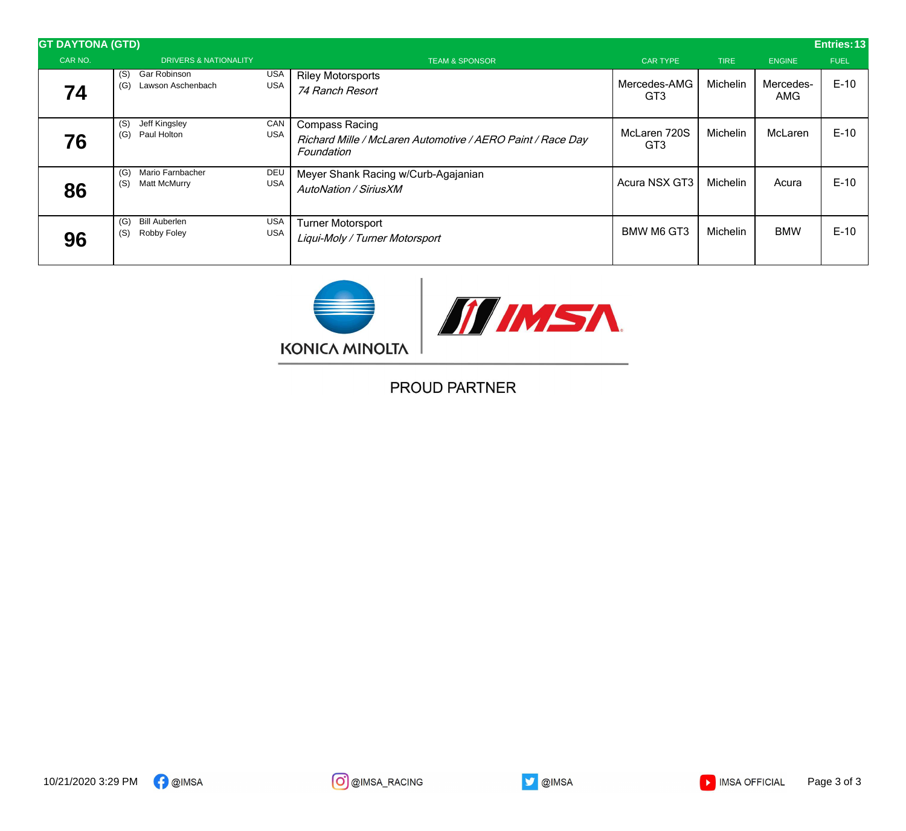## GT DAYTONA (GTD)

Entries: 13

| CAR NO. | DRIVERS & NATIONALITY | TEAM & SPONSOR | CAR TYPE | TIRE | ENGINE | FUEL |
|---|---|---|---|---|---|---|
| 74 | (S) Gar Robinson USA<br>(G) Lawson Aschenbach USA | Riley Motorsports<br>*74 Ranch Resort* | Mercedes-AMG GT3 | Michelin | Mercedes-AMG | E-10 |
| 76 | (S) Jeff Kingsley CAN<br>(G) Paul Holton USA | Compass Racing<br>*Richard Mille / McLaren Automotive / AERO Paint / Race Day Foundation* | McLaren 720S GT3 | Michelin | McLaren | E-10 |
| 86 | (G) Mario Farnbacher DEU<br>(S) Matt McMurry USA | Meyer Shank Racing w/Curb-Agajanian<br>*AutoNation / SiriusXM* | Acura NSX GT3 | Michelin | Acura | E-10 |
| 96 | (G) Bill Auberlen USA<br>(S) Robby Foley USA | Turner Motorsport<br>*Liqui-Moly / Turner Motorsport* | BMW M6 GT3 | Michelin | BMW | E-10 |

KONICA MINOLTA | IMSA

PROUD PARTNER

10/21/2020 3:29 PM @IMSA @IMSA_RACING @IMSA IMSA OFFICIAL